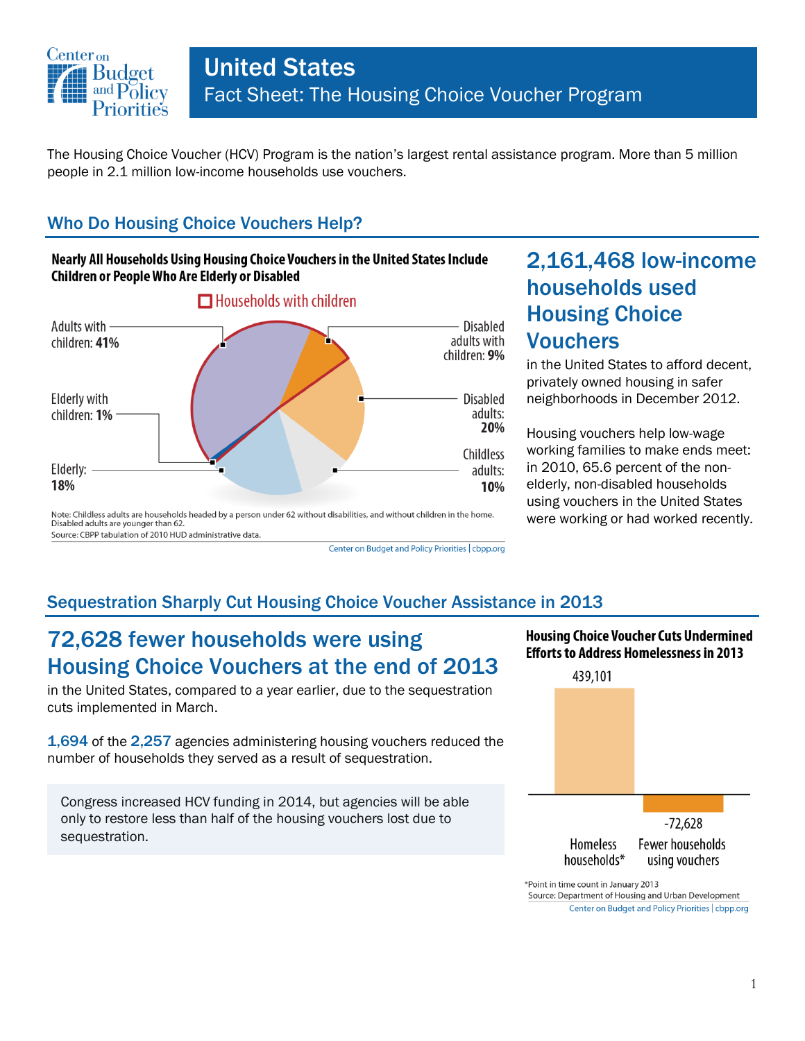# United States

## Fact Sheet: The Housing Choice Voucher Program

The Housing Choice Voucher (HCV) Program is the nation's largest rental assistance program. More than 5 million people in 2.1 million low-income households use vouchers.

## Who Do Housing Choice Vouchers Help?

**Nearly All Households Using Housing Choice Vouchers in the United States Include Children or People Who Are Elderly or Disabled**

Households with children

| Category | Share |
|---|---|
| Adults with children | 41% |
| Disabled adults with children | 9% |
| Elderly with children | 1% |
| Disabled adults | 20% |
| Childless adults | 10% |
| Elderly | 18% |

Note: Childless adults are households headed by a person under 62 without disabilities, and without children in the home. Disabled adults are younger than 62.
Source: CBPP tabulation of 2010 HUD administrative data.

Center on Budget and Policy Priorities | cbpp.org

### 2,161,468 low-income households used Housing Choice Vouchers

in the United States to afford decent, privately owned housing in safer neighborhoods in December 2012.

Housing vouchers help low-wage working families to make ends meet: in 2010, 65.6 percent of the non-elderly, non-disabled households using vouchers in the United States were working or had worked recently.

## Sequestration Sharply Cut Housing Choice Voucher Assistance in 2013

### 72,628 fewer households were using Housing Choice Vouchers at the end of 2013

in the United States, compared to a year earlier, due to the sequestration cuts implemented in March.

**1,694** of the **2,257** agencies administering housing vouchers reduced the number of households they served as a result of sequestration.

Congress increased HCV funding in 2014, but agencies will be able only to restore less than half of the housing vouchers lost due to sequestration.

**Housing Choice Voucher Cuts Undermined Efforts to Address Homelessness in 2013**

| Homeless households* | Fewer households using vouchers |
|---|---|
| 439,101 | -72,628 |

*Point in time count in January 2013
Source: Department of Housing and Urban Development

Center on Budget and Policy Priorities | cbpp.org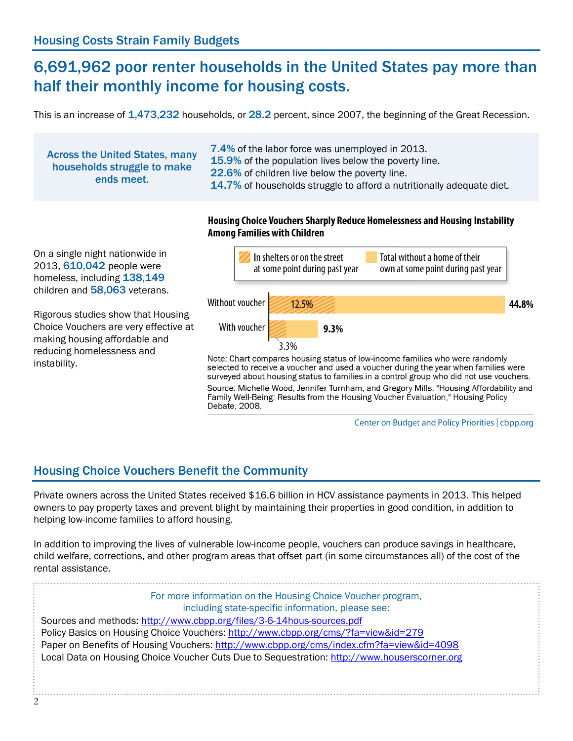## Housing Costs Strain Family Budgets

# 6,691,962 poor renter households in the United States pay more than half their monthly income for housing costs.

This is an increase of **1,473,232** households, or **28.2** percent, since 2007, the beginning of the Great Recession.

**Across the United States, many households struggle to make ends meet.**

**7.4%** of the labor force was unemployed in 2013.
**15.9%** of the population lives below the poverty line.
**22.6%** of children live below the poverty line.
**14.7%** of households struggle to afford a nutritionally adequate diet.

On a single night nationwide in 2013, **610,042** people were homeless, including **138,149** children and **58,063** veterans.

Rigorous studies show that Housing Choice Vouchers are very effective at making housing affordable and reducing homelessness and instability.

**Housing Choice Vouchers Sharply Reduce Homelessness and Housing Instability Among Families with Children**

In shelters or on the street at some point during past year
Total without a home of their own at some point during past year

Without voucher
12.5%
44.8%

With voucher
3.3%
9.3%

Note: Chart compares housing status of low-income families who were randomly selected to receive a voucher and used a voucher during the year when families were surveyed about housing status to families in a control group who did not use vouchers.

Source: Michelle Wood, Jennifer Turnham, and Gregory Mills, "Housing Affordability and Family Well-Being: Results from the Housing Voucher Evaluation," Housing Policy Debate, 2008.

Center on Budget and Policy Priorities | cbpp.org

## Housing Choice Vouchers Benefit the Community

Private owners across the United States received $16.6 billion in HCV assistance payments in 2013. This helped owners to pay property taxes and prevent blight by maintaining their properties in good condition, in addition to helping low-income families to afford housing.

In addition to improving the lives of vulnerable low-income people, vouchers can produce savings in healthcare, child welfare, corrections, and other program areas that offset part (in some circumstances all) of the cost of the rental assistance.

For more information on the Housing Choice Voucher program, including state-specific information, please see:

Sources and methods: http://www.cbpp.org/files/3-6-14hous-sources.pdf
Policy Basics on Housing Choice Vouchers: http://www.cbpp.org/cms/?fa=view&id=279
Paper on Benefits of Housing Vouchers: http://www.cbpp.org/cms/index.cfm?fa=view&id=4098
Local Data on Housing Choice Voucher Cuts Due to Sequestration: http://www.houserscorner.org